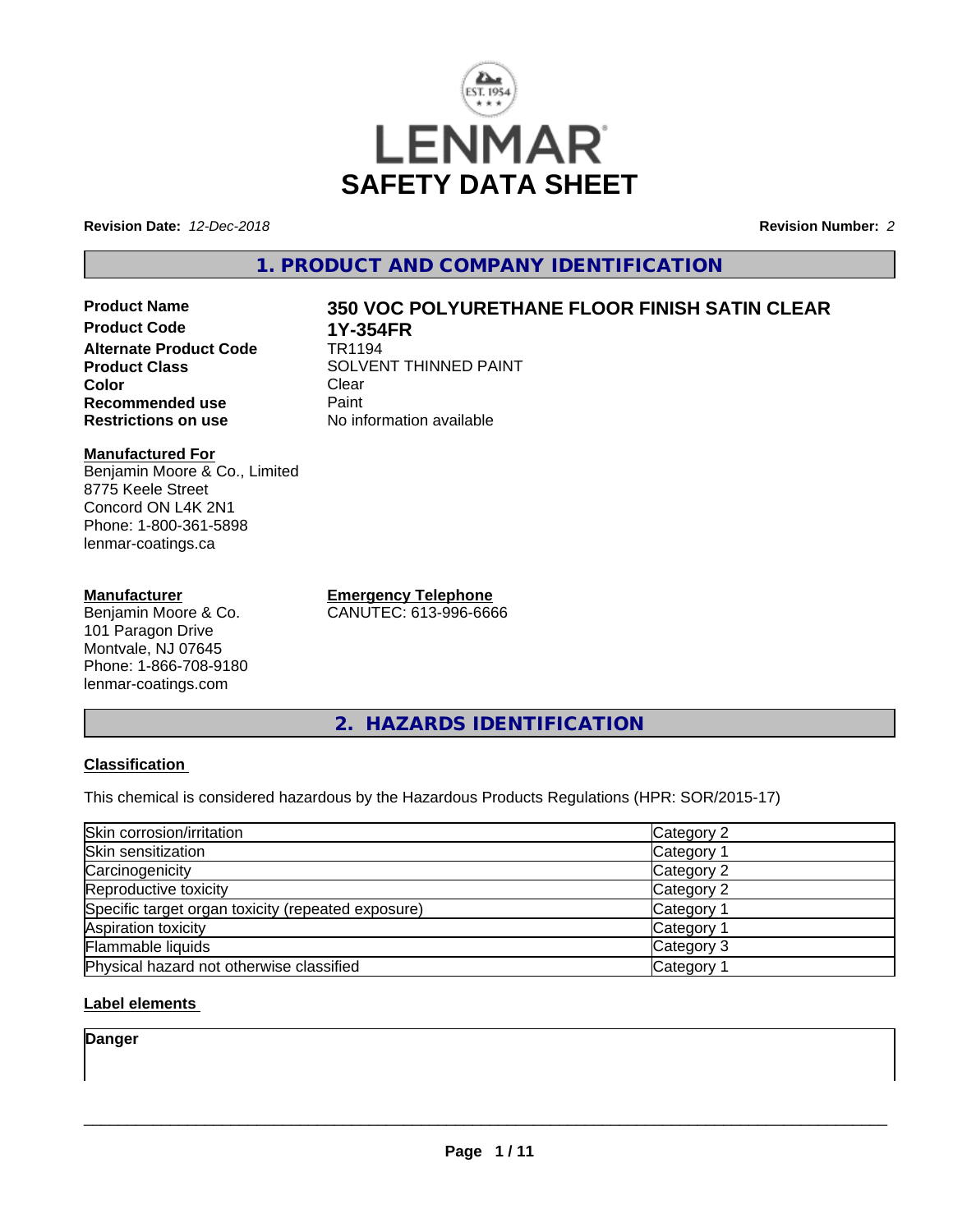LENMAR

# SAFETY DATA SHEET

**Revision Date:** *12-Dec-2018*

**Revision Number:** *2*

## 1. PRODUCT AND COMPANY IDENTIFICATION

| | |
|---|---|
| **Product Name** | **350 VOC POLYURETHANE FLOOR FINISH SATIN CLEAR** |
| **Product Code** | **1Y-354FR** |
| **Alternate Product Code** | TR1194 |
| **Product Class** | SOLVENT THINNED PAINT |
| **Color** | Clear |
| **Recommended use** | Paint |
| **Restrictions on use** | No information available |

**Manufactured For**
Benjamin Moore & Co., Limited
8775 Keele Street
Concord ON L4K 2N1
Phone: 1-800-361-5898
lenmar-coatings.ca

**Manufacturer**
Benjamin Moore & Co.
101 Paragon Drive
Montvale, NJ 07645
Phone: 1-866-708-9180
lenmar-coatings.com

**Emergency Telephone**
CANUTEC: 613-996-6666

## 2. HAZARDS IDENTIFICATION

**Classification**

This chemical is considered hazardous by the Hazardous Products Regulations (HPR: SOR/2015-17)

| | |
|---|---|
| Skin corrosion/irritation | Category 2 |
| Skin sensitization | Category 1 |
| Carcinogenicity | Category 2 |
| Reproductive toxicity | Category 2 |
| Specific target organ toxicity (repeated exposure) | Category 1 |
| Aspiration toxicity | Category 1 |
| Flammable liquids | Category 3 |
| Physical hazard not otherwise classified | Category 1 |

**Label elements**

**Danger**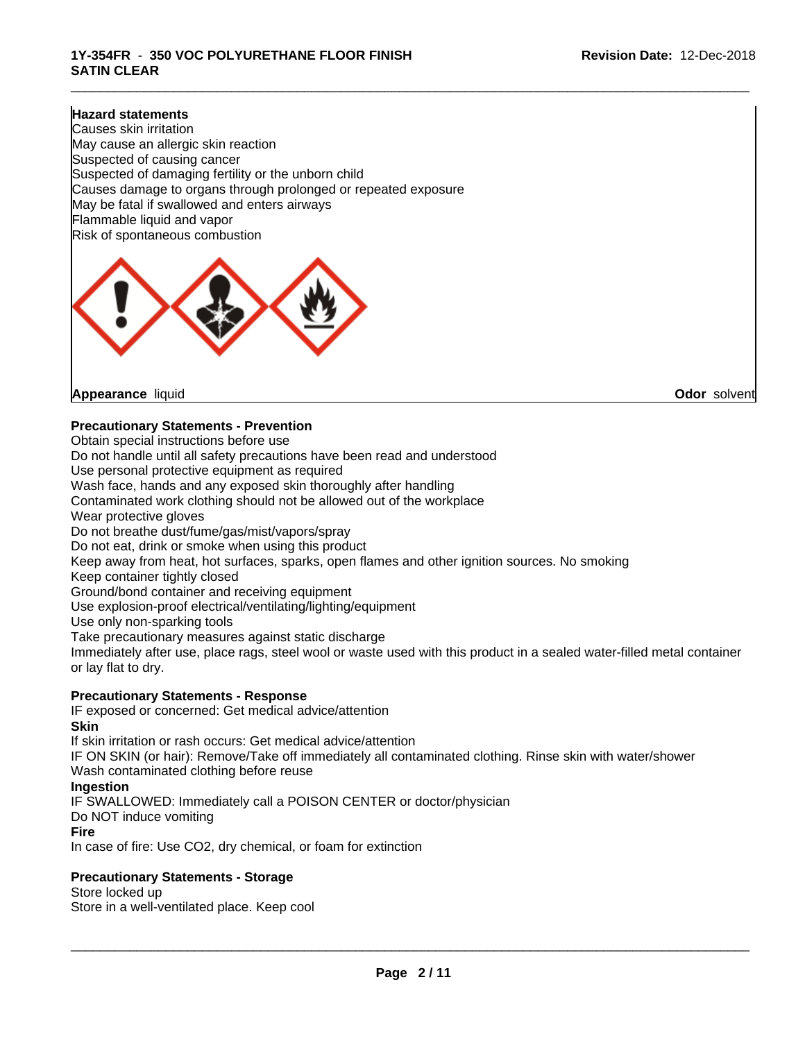**Hazard statements**
Causes skin irritation
May cause an allergic skin reaction
Suspected of causing cancer
Suspected of damaging fertility or the unborn child
Causes damage to organs through prolonged or repeated exposure
May be fatal if swallowed and enters airways
Flammable liquid and vapor
Risk of spontaneous combustion

**Appearance** liquid **Odor** solvent

**Precautionary Statements - Prevention**
Obtain special instructions before use
Do not handle until all safety precautions have been read and understood
Use personal protective equipment as required
Wash face, hands and any exposed skin thoroughly after handling
Contaminated work clothing should not be allowed out of the workplace
Wear protective gloves
Do not breathe dust/fume/gas/mist/vapors/spray
Do not eat, drink or smoke when using this product
Keep away from heat, hot surfaces, sparks, open flames and other ignition sources. No smoking
Keep container tightly closed
Ground/bond container and receiving equipment
Use explosion-proof electrical/ventilating/lighting/equipment
Use only non-sparking tools
Take precautionary measures against static discharge
Immediately after use, place rags, steel wool or waste used with this product in a sealed water-filled metal container or lay flat to dry.

**Precautionary Statements - Response**
IF exposed or concerned: Get medical advice/attention
**Skin**
If skin irritation or rash occurs: Get medical advice/attention
IF ON SKIN (or hair): Remove/Take off immediately all contaminated clothing. Rinse skin with water/shower
Wash contaminated clothing before reuse
**Ingestion**
IF SWALLOWED: Immediately call a POISON CENTER or doctor/physician
Do NOT induce vomiting
**Fire**
In case of fire: Use CO2, dry chemical, or foam for extinction

**Precautionary Statements - Storage**
Store locked up
Store in a well-ventilated place. Keep cool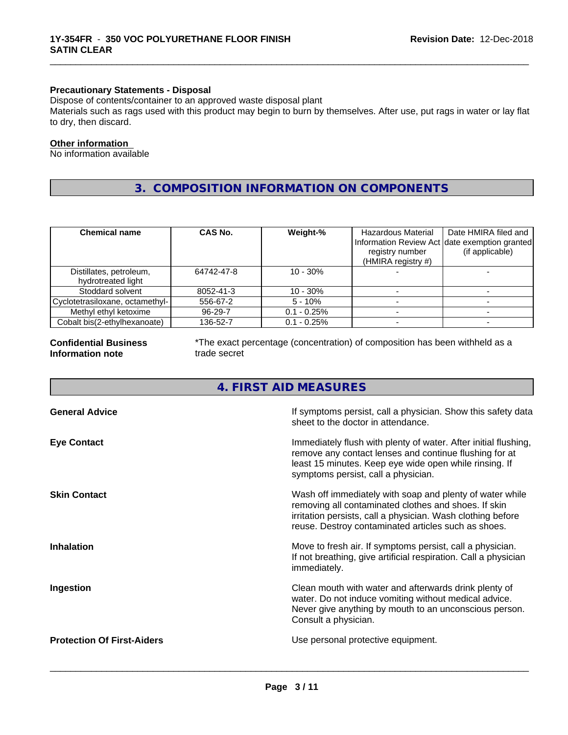**Precautionary Statements - Disposal**

Dispose of contents/container to an approved waste disposal plant

Materials such as rags used with this product may begin to burn by themselves. After use, put rags in water or lay flat to dry, then discard.

**Other information**

No information available

## 3. COMPOSITION INFORMATION ON COMPONENTS

| Chemical name | CAS No. | Weight-% | Hazardous Material Information Review Act registry number (HMIRA registry #) | Date HMIRA filed and date exemption granted (if applicable) |
|---|---|---|---|---|
| Distillates, petroleum, hydrotreated light | 64742-47-8 | 10 - 30% | - | - |
| Stoddard solvent | 8052-41-3 | 10 - 30% | - | - |
| Cyclotetrasiloxane, octamethyl- | 556-67-2 | 5 - 10% | - | - |
| Methyl ethyl ketoxime | 96-29-7 | 0.1 - 0.25% | - | - |
| Cobalt bis(2-ethylhexanoate) | 136-52-7 | 0.1 - 0.25% | - | - |

**Confidential Business Information note**: *The exact percentage (concentration) of composition has been withheld as a trade secret

## 4. FIRST AID MEASURES

**General Advice**: If symptoms persist, call a physician. Show this safety data sheet to the doctor in attendance.

**Eye Contact**: Immediately flush with plenty of water. After initial flushing, remove any contact lenses and continue flushing for at least 15 minutes. Keep eye wide open while rinsing. If symptoms persist, call a physician.

**Skin Contact**: Wash off immediately with soap and plenty of water while removing all contaminated clothes and shoes. If skin irritation persists, call a physician. Wash clothing before reuse. Destroy contaminated articles such as shoes.

**Inhalation**: Move to fresh air. If symptoms persist, call a physician. If not breathing, give artificial respiration. Call a physician immediately.

**Ingestion**: Clean mouth with water and afterwards drink plenty of water. Do not induce vomiting without medical advice. Never give anything by mouth to an unconscious person. Consult a physician.

**Protection Of First-Aiders**: Use personal protective equipment.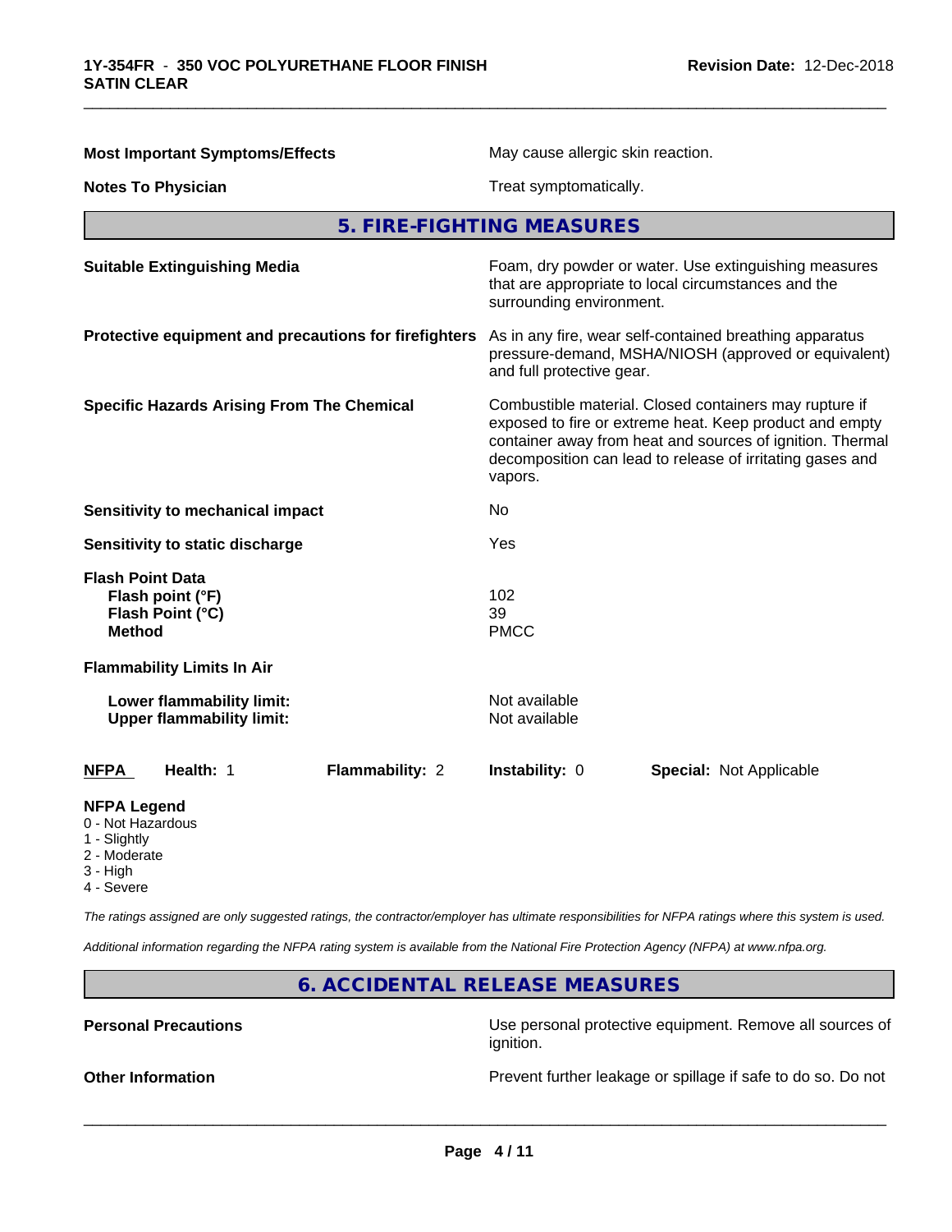**Most Important Symptoms/Effects** May cause allergic skin reaction.

**Notes To Physician** Treat symptomatically.

## 5. FIRE-FIGHTING MEASURES

**Suitable Extinguishing Media** Foam, dry powder or water. Use extinguishing measures that are appropriate to local circumstances and the surrounding environment.

**Protective equipment and precautions for firefighters** As in any fire, wear self-contained breathing apparatus pressure-demand, MSHA/NIOSH (approved or equivalent) and full protective gear.

**Specific Hazards Arising From The Chemical** Combustible material. Closed containers may rupture if exposed to fire or extreme heat. Keep product and empty container away from heat and sources of ignition. Thermal decomposition can lead to release of irritating gases and vapors.

**Sensitivity to mechanical impact** No

**Sensitivity to static discharge** Yes

**Flash Point Data**
**Flash point (°F)** 102
**Flash Point (°C)** 39
**Method** PMCC

**Flammability Limits In Air**

**Lower flammability limit:** Not available
**Upper flammability limit:** Not available

| NFPA | Health: 1 | Flammability: 2 | Instability: 0 | Special: Not Applicable |
|---|---|---|---|---|

**NFPA Legend**
0 - Not Hazardous
1 - Slightly
2 - Moderate
3 - High
4 - Severe

*The ratings assigned are only suggested ratings, the contractor/employer has ultimate responsibilities for NFPA ratings where this system is used.*

*Additional information regarding the NFPA rating system is available from the National Fire Protection Agency (NFPA) at www.nfpa.org.*

## 6. ACCIDENTAL RELEASE MEASURES

**Personal Precautions** Use personal protective equipment. Remove all sources of ignition.

**Other Information** Prevent further leakage or spillage if safe to do so. Do not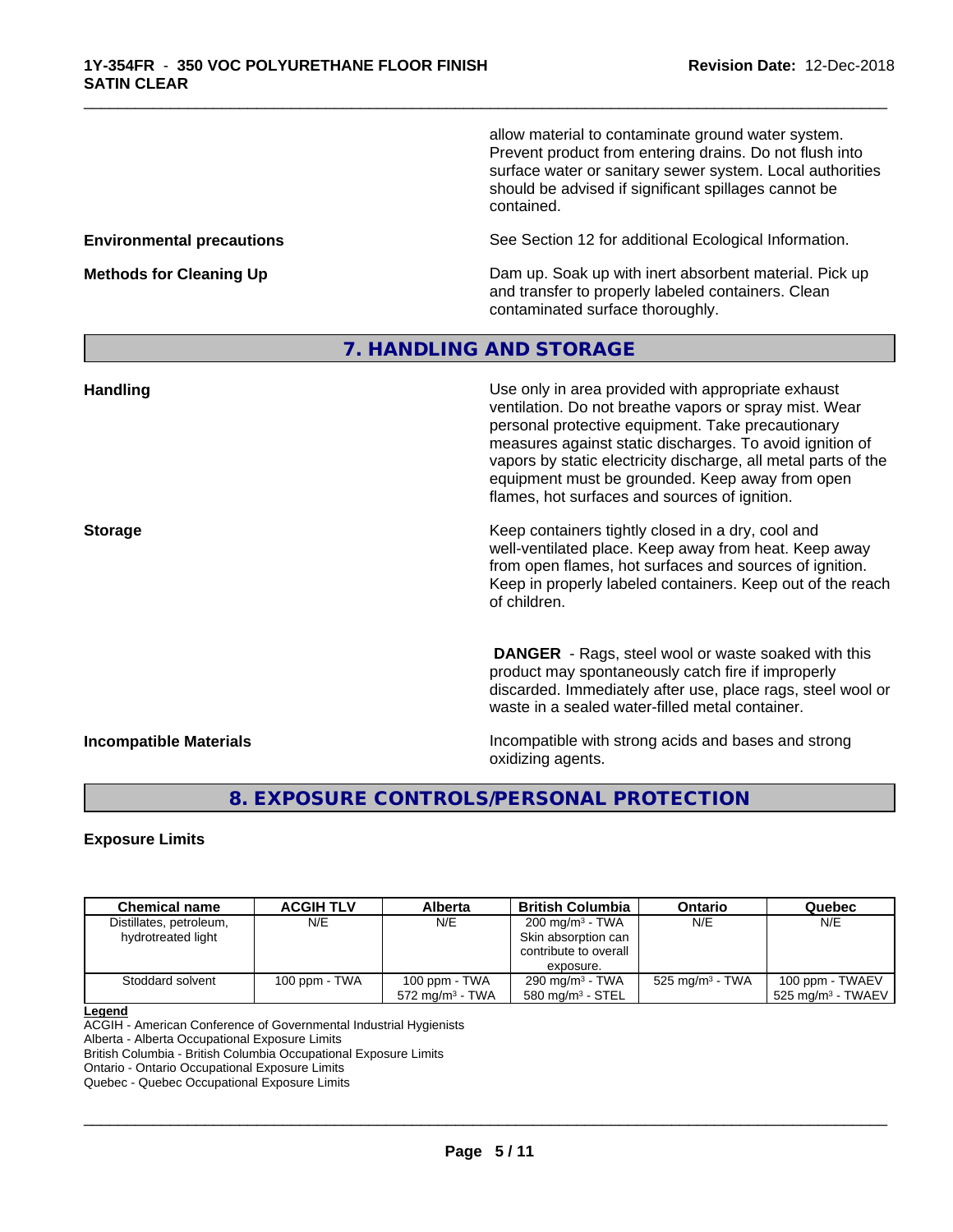allow material to contaminate ground water system. Prevent product from entering drains. Do not flush into surface water or sanitary sewer system. Local authorities should be advised if significant spillages cannot be contained.

**Environmental precautions**

See Section 12 for additional Ecological Information.

**Methods for Cleaning Up**

Dam up. Soak up with inert absorbent material. Pick up and transfer to properly labeled containers. Clean contaminated surface thoroughly.

## 7. HANDLING AND STORAGE

**Handling**

Use only in area provided with appropriate exhaust ventilation. Do not breathe vapors or spray mist. Wear personal protective equipment. Take precautionary measures against static discharges. To avoid ignition of vapors by static electricity discharge, all metal parts of the equipment must be grounded. Keep away from open flames, hot surfaces and sources of ignition.

**Storage**

Keep containers tightly closed in a dry, cool and well-ventilated place. Keep away from heat. Keep away from open flames, hot surfaces and sources of ignition. Keep in properly labeled containers. Keep out of the reach of children.

**DANGER** - Rags, steel wool or waste soaked with this product may spontaneously catch fire if improperly discarded. Immediately after use, place rags, steel wool or waste in a sealed water-filled metal container.

**Incompatible Materials**

Incompatible with strong acids and bases and strong oxidizing agents.

## 8. EXPOSURE CONTROLS/PERSONAL PROTECTION

**Exposure Limits**

| Chemical name | ACGIH TLV | Alberta | British Columbia | Ontario | Quebec |
|---|---|---|---|---|---|
| Distillates, petroleum, hydrotreated light | N/E | N/E | 200 mg/m³ - TWA<br>Skin absorption can contribute to overall exposure. | N/E | N/E |
| Stoddard solvent | 100 ppm - TWA | 100 ppm - TWA<br>572 mg/m³ - TWA | 290 mg/m³ - TWA<br>580 mg/m³ - STEL | 525 mg/m³ - TWA | 100 ppm - TWAEV<br>525 mg/m³ - TWAEV |

**Legend**
ACGIH - American Conference of Governmental Industrial Hygienists
Alberta - Alberta Occupational Exposure Limits
British Columbia - British Columbia Occupational Exposure Limits
Ontario - Ontario Occupational Exposure Limits
Quebec - Quebec Occupational Exposure Limits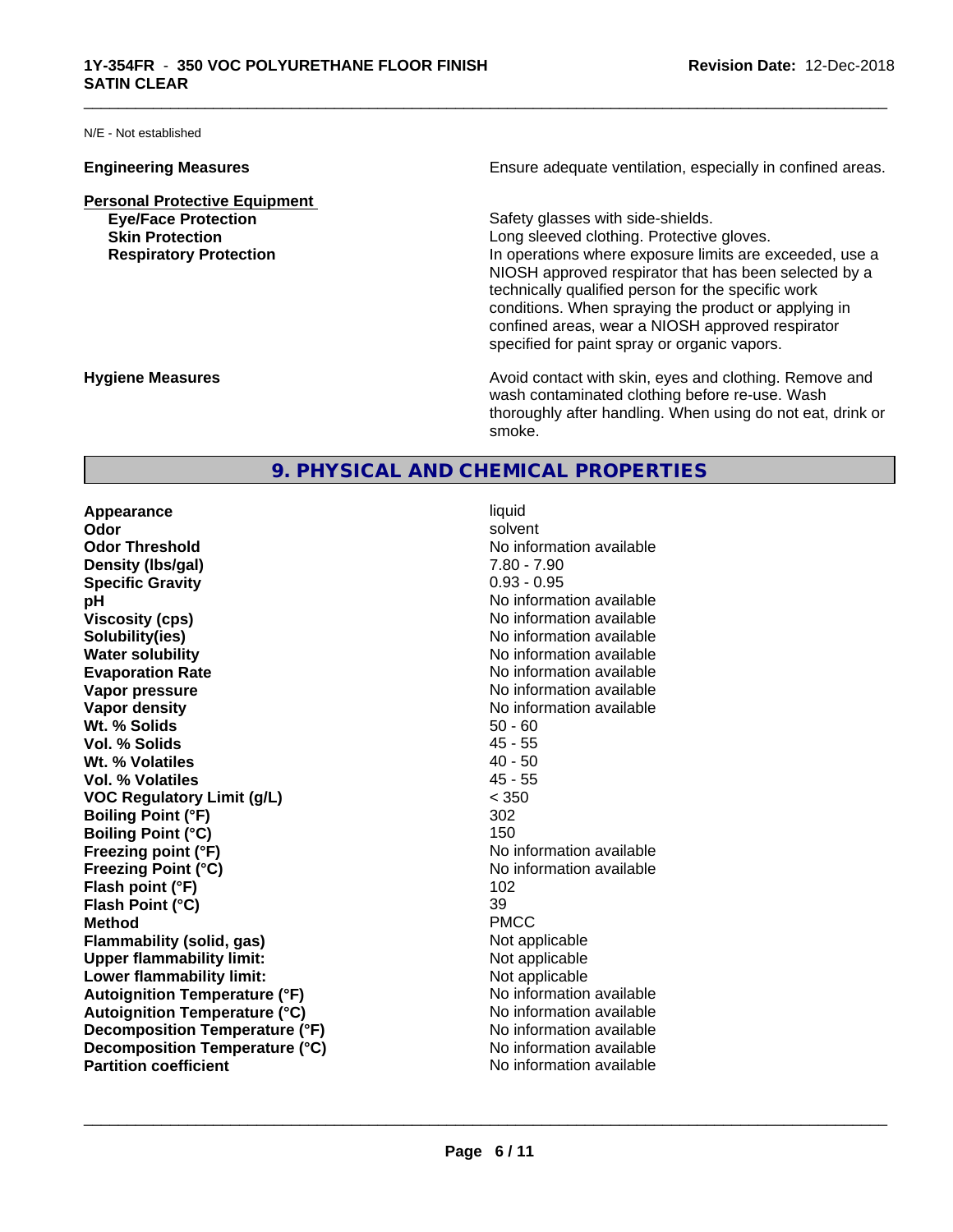N/E - Not established

**Engineering Measures** Ensure adequate ventilation, especially in confined areas.

**Personal Protective Equipment**

| | |
|---|---|
| **Eye/Face Protection** | Safety glasses with side-shields. |
| **Skin Protection** | Long sleeved clothing. Protective gloves. |
| **Respiratory Protection** | In operations where exposure limits are exceeded, use a NIOSH approved respirator that has been selected by a technically qualified person for the specific work conditions. When spraying the product or applying in confined areas, wear a NIOSH approved respirator specified for paint spray or organic vapors. |

**Hygiene Measures** Avoid contact with skin, eyes and clothing. Remove and wash contaminated clothing before re-use. Wash thoroughly after handling. When using do not eat, drink or smoke.

## 9. PHYSICAL AND CHEMICAL PROPERTIES

| | |
|---|---|
| **Appearance** | liquid |
| **Odor** | solvent |
| **Odor Threshold** | No information available |
| **Density (lbs/gal)** | 7.80 - 7.90 |
| **Specific Gravity** | 0.93 - 0.95 |
| **pH** | No information available |
| **Viscosity (cps)** | No information available |
| **Solubility(ies)** | No information available |
| **Water solubility** | No information available |
| **Evaporation Rate** | No information available |
| **Vapor pressure** | No information available |
| **Vapor density** | No information available |
| **Wt. % Solids** | 50 - 60 |
| **Vol. % Solids** | 45 - 55 |
| **Wt. % Volatiles** | 40 - 50 |
| **Vol. % Volatiles** | 45 - 55 |
| **VOC Regulatory Limit (g/L)** | < 350 |
| **Boiling Point (°F)** | 302 |
| **Boiling Point (°C)** | 150 |
| **Freezing point (°F)** | No information available |
| **Freezing Point (°C)** | No information available |
| **Flash point (°F)** | 102 |
| **Flash Point (°C)** | 39 |
| **Method** | PMCC |
| **Flammability (solid, gas)** | Not applicable |
| **Upper flammability limit:** | Not applicable |
| **Lower flammability limit:** | Not applicable |
| **Autoignition Temperature (°F)** | No information available |
| **Autoignition Temperature (°C)** | No information available |
| **Decomposition Temperature (°F)** | No information available |
| **Decomposition Temperature (°C)** | No information available |
| **Partition coefficient** | No information available |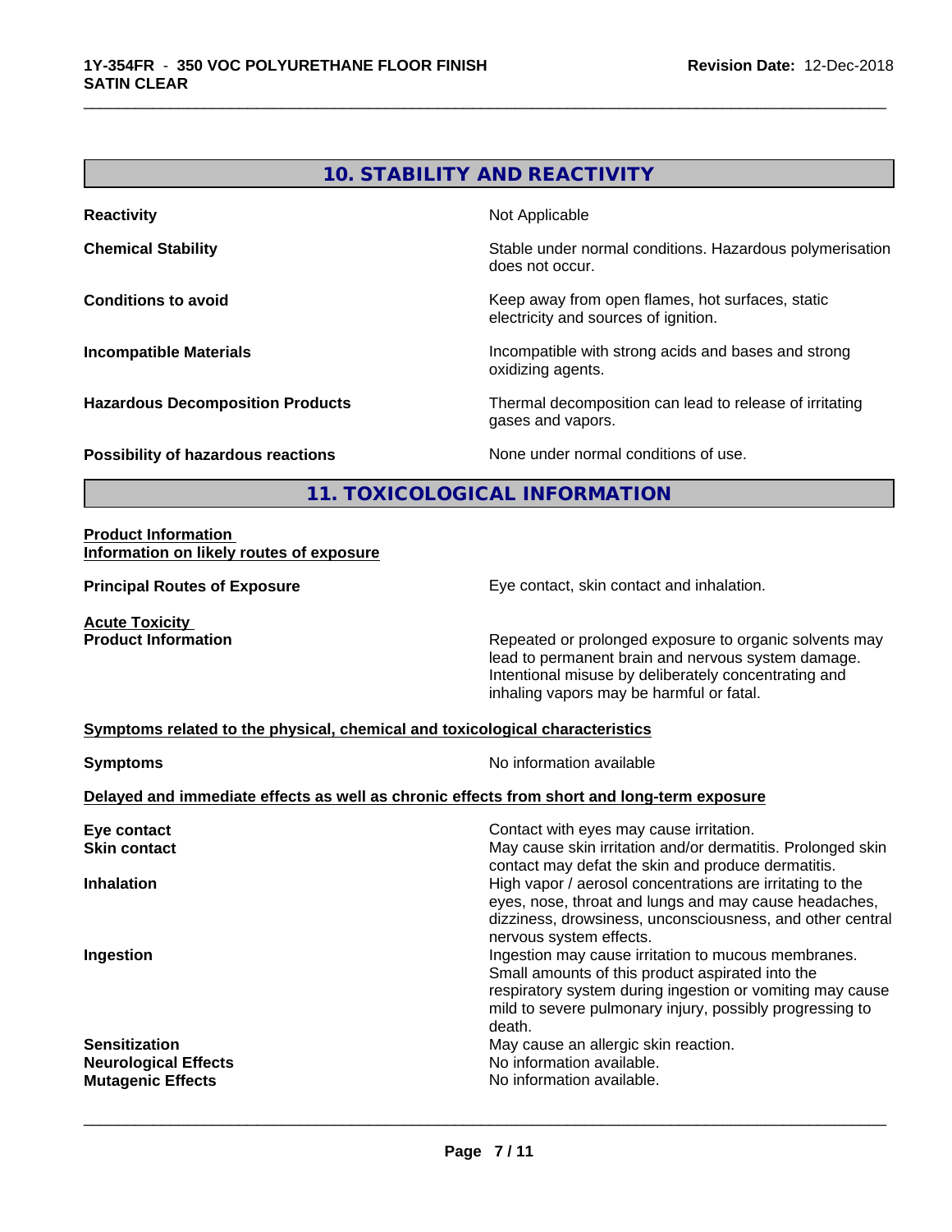## 10. STABILITY AND REACTIVITY

| | |
|---|---|
| **Reactivity** | Not Applicable |
| **Chemical Stability** | Stable under normal conditions. Hazardous polymerisation does not occur. |
| **Conditions to avoid** | Keep away from open flames, hot surfaces, static electricity and sources of ignition. |
| **Incompatible Materials** | Incompatible with strong acids and bases and strong oxidizing agents. |
| **Hazardous Decomposition Products** | Thermal decomposition can lead to release of irritating gases and vapors. |
| **Possibility of hazardous reactions** | None under normal conditions of use. |

## 11. TOXICOLOGICAL INFORMATION

**Product Information**
**Information on likely routes of exposure**

| | |
|---|---|
| **Principal Routes of Exposure** | Eye contact, skin contact and inhalation. |

**Acute Toxicity**

| | |
|---|---|
| **Product Information** | Repeated or prolonged exposure to organic solvents may lead to permanent brain and nervous system damage. Intentional misuse by deliberately concentrating and inhaling vapors may be harmful or fatal. |

**Symptoms related to the physical, chemical and toxicological characteristics**

| | |
|---|---|
| **Symptoms** | No information available |

**Delayed and immediate effects as well as chronic effects from short and long-term exposure**

| | |
|---|---|
| **Eye contact** | Contact with eyes may cause irritation. |
| **Skin contact** | May cause skin irritation and/or dermatitis. Prolonged skin contact may defat the skin and produce dermatitis. |
| **Inhalation** | High vapor / aerosol concentrations are irritating to the eyes, nose, throat and lungs and may cause headaches, dizziness, drowsiness, unconsciousness, and other central nervous system effects. |
| **Ingestion** | Ingestion may cause irritation to mucous membranes. Small amounts of this product aspirated into the respiratory system during ingestion or vomiting may cause mild to severe pulmonary injury, possibly progressing to death. |
| **Sensitization** | May cause an allergic skin reaction. |
| **Neurological Effects** | No information available. |
| **Mutagenic Effects** | No information available. |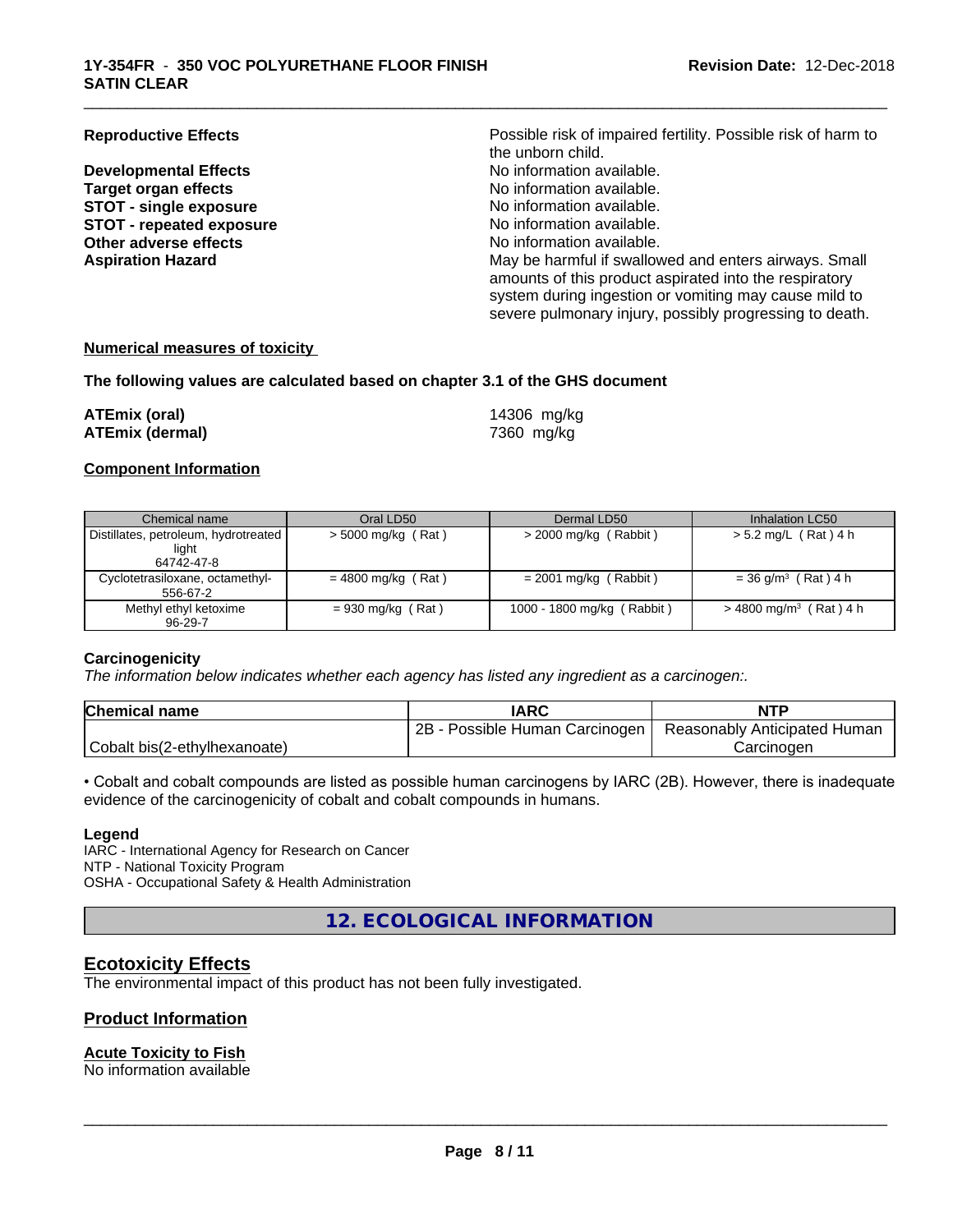**Reproductive Effects** Possible risk of impaired fertility. Possible risk of harm to the unborn child.

**Developmental Effects** No information available.

**Target organ effects** No information available.

**STOT - single exposure** No information available.

**STOT - repeated exposure** No information available.

**Other adverse effects** No information available.

**Aspiration Hazard** May be harmful if swallowed and enters airways. Small amounts of this product aspirated into the respiratory system during ingestion or vomiting may cause mild to severe pulmonary injury, possibly progressing to death.

**Numerical measures of toxicity**

**The following values are calculated based on chapter 3.1 of the GHS document**

**ATEmix (oral)** 14306 mg/kg

**ATEmix (dermal)** 7360 mg/kg

**Component Information**

| Chemical name | Oral LD50 | Dermal LD50 | Inhalation LC50 |
|---|---|---|---|
| Distillates, petroleum, hydrotreated light 64742-47-8 | > 5000 mg/kg ( Rat ) | > 2000 mg/kg ( Rabbit ) | > 5.2 mg/L ( Rat ) 4 h |
| Cyclotetrasiloxane, octamethyl- 556-67-2 | = 4800 mg/kg ( Rat ) | = 2001 mg/kg ( Rabbit ) | = 36 g/m$^3$ ( Rat ) 4 h |
| Methyl ethyl ketoxime 96-29-7 | = 930 mg/kg ( Rat ) | 1000 - 1800 mg/kg ( Rabbit ) | > 4800 mg/m$^3$ ( Rat ) 4 h |

**Carcinogenicity**

*The information below indicates whether each agency has listed any ingredient as a carcinogen:.*

| Chemical name | IARC | NTP |
|---|---|---|
| Cobalt bis(2-ethylhexanoate) | 2B - Possible Human Carcinogen | Reasonably Anticipated Human Carcinogen |

• Cobalt and cobalt compounds are listed as possible human carcinogens by IARC (2B). However, there is inadequate evidence of the carcinogenicity of cobalt and cobalt compounds in humans.

**Legend**

IARC - International Agency for Research on Cancer
NTP - National Toxicity Program
OSHA - Occupational Safety & Health Administration

## 12. ECOLOGICAL INFORMATION

### Ecotoxicity Effects

The environmental impact of this product has not been fully investigated.

### Product Information

**Acute Toxicity to Fish**

No information available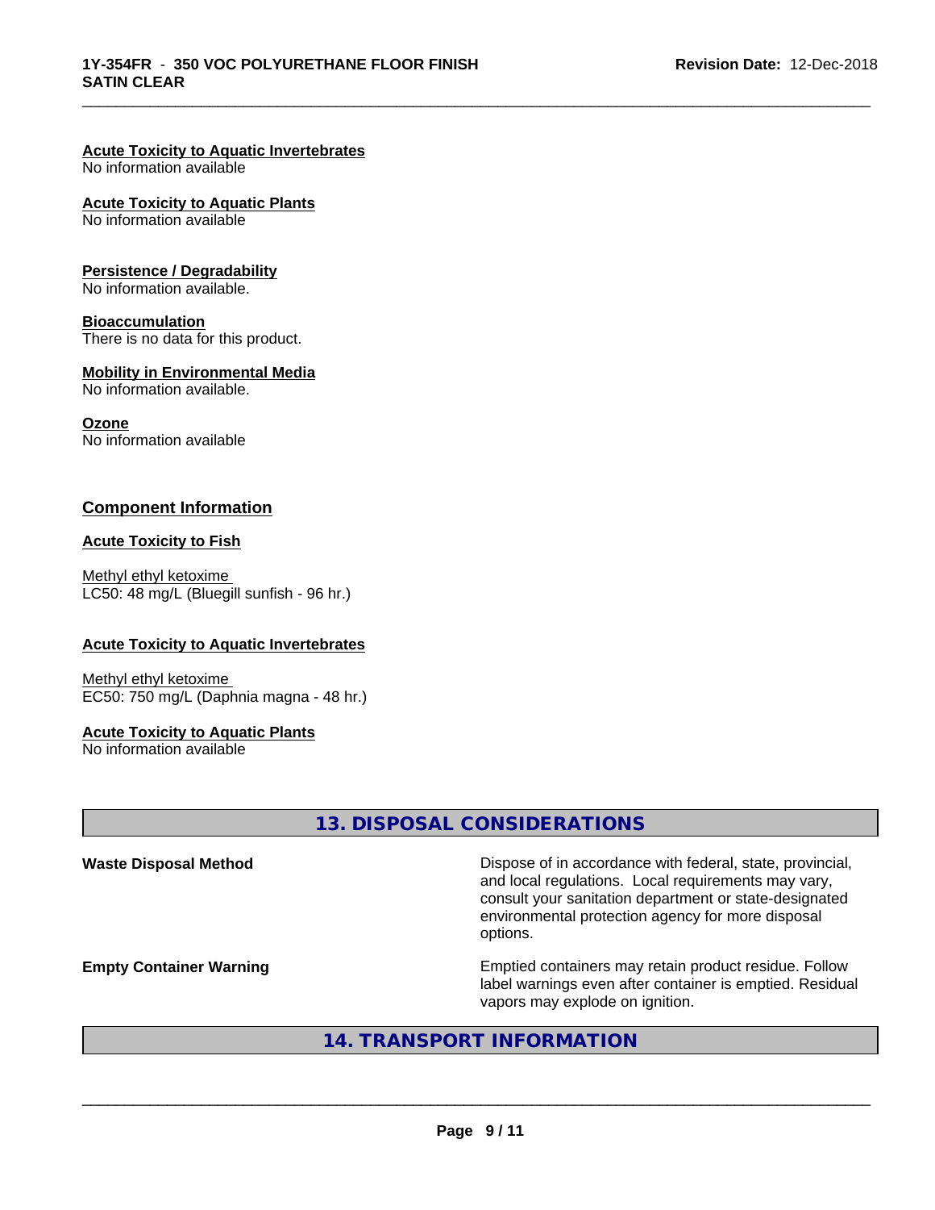**Acute Toxicity to Aquatic Invertebrates**
No information available

**Acute Toxicity to Aquatic Plants**
No information available

**Persistence / Degradability**
No information available.

**Bioaccumulation**
There is no data for this product.

**Mobility in Environmental Media**
No information available.

**Ozone**
No information available

### Component Information

**Acute Toxicity to Fish**

Methyl ethyl ketoxime
LC50: 48 mg/L (Bluegill sunfish - 96 hr.)

**Acute Toxicity to Aquatic Invertebrates**

Methyl ethyl ketoxime
EC50: 750 mg/L (Daphnia magna - 48 hr.)

**Acute Toxicity to Aquatic Plants**
No information available

## 13. DISPOSAL CONSIDERATIONS

**Waste Disposal Method**

Dispose of in accordance with federal, state, provincial, and local regulations. Local requirements may vary, consult your sanitation department or state-designated environmental protection agency for more disposal options.

**Empty Container Warning**

Emptied containers may retain product residue. Follow label warnings even after container is emptied. Residual vapors may explode on ignition.

## 14. TRANSPORT INFORMATION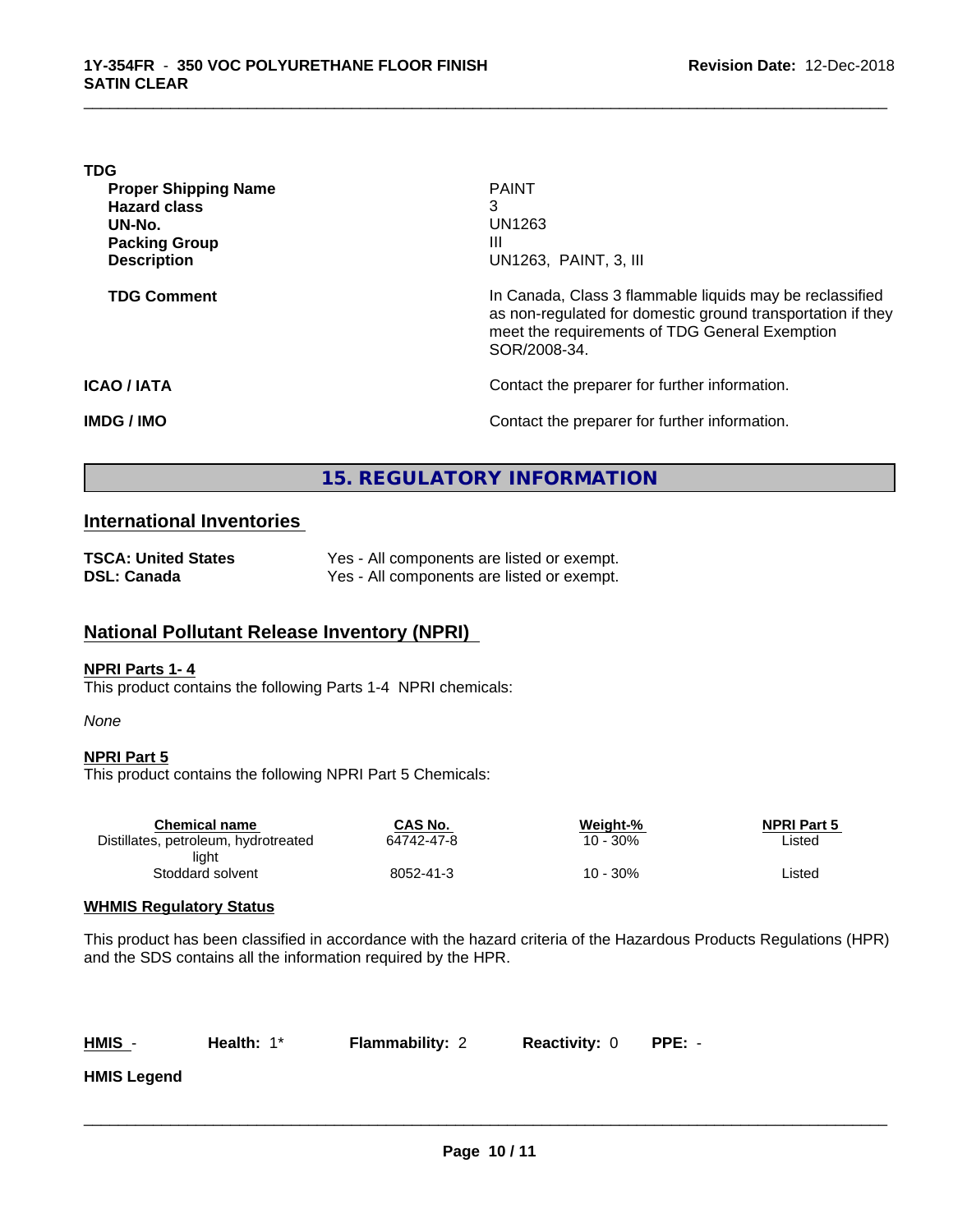**TDG**

| | |
|---|---|
| **Proper Shipping Name** | PAINT |
| **Hazard class** | 3 |
| **UN-No.** | UN1263 |
| **Packing Group** | III |
| **Description** | UN1263, PAINT, 3, III |
| **TDG Comment** | In Canada, Class 3 flammable liquids may be reclassified as non-regulated for domestic ground transportation if they meet the requirements of TDG General Exemption SOR/2008-34. |

**ICAO / IATA** Contact the preparer for further information.

**IMDG / IMO** Contact the preparer for further information.

# 15. REGULATORY INFORMATION

## International Inventories

| | |
|---|---|
| **TSCA: United States** | Yes - All components are listed or exempt. |
| **DSL: Canada** | Yes - All components are listed or exempt. |

## National Pollutant Release Inventory (NPRI)

**NPRI Parts 1- 4**

This product contains the following Parts 1-4 NPRI chemicals:

*None*

**NPRI Part 5**

This product contains the following NPRI Part 5 Chemicals:

| Chemical name | CAS No. | Weight-% | NPRI Part 5 |
|---|---|---|---|
| Distillates, petroleum, hydrotreated light | 64742-47-8 | 10 - 30% | Listed |
| Stoddard solvent | 8052-41-3 | 10 - 30% | Listed |

**WHMIS Regulatory Status**

This product has been classified in accordance with the hazard criteria of the Hazardous Products Regulations (HPR) and the SDS contains all the information required by the HPR.

**HMIS** - **Health:** 1* **Flammability:** 2 **Reactivity:** 0 **PPE:** -

**HMIS Legend**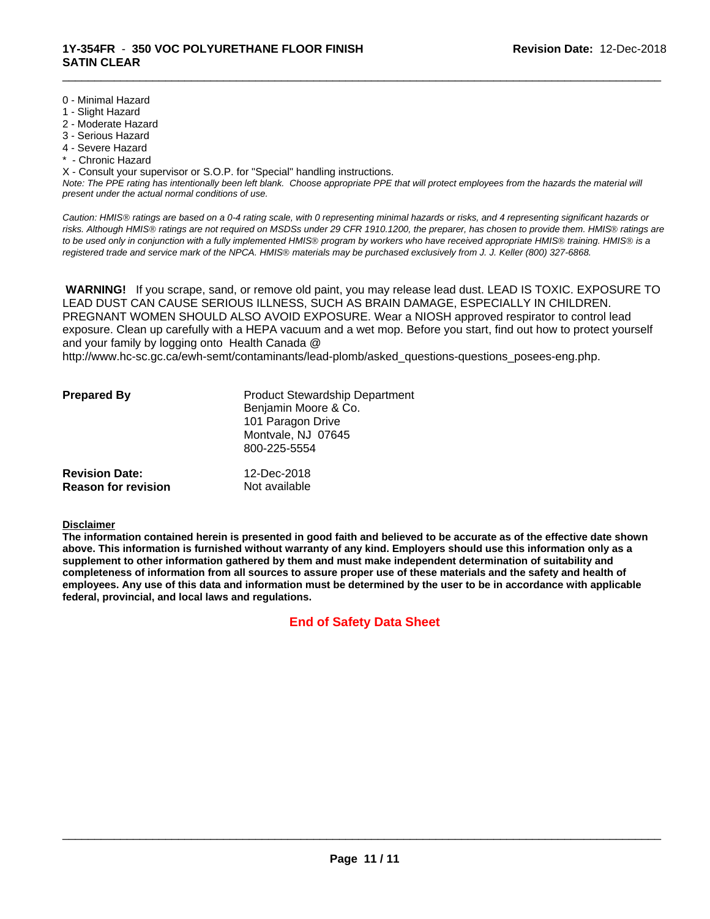0 - Minimal Hazard
1 - Slight Hazard
2 - Moderate Hazard
3 - Serious Hazard
4 - Severe Hazard
* - Chronic Hazard
X - Consult your supervisor or S.O.P. for "Special" handling instructions.

*Note: The PPE rating has intentionally been left blank. Choose appropriate PPE that will protect employees from the hazards the material will present under the actual normal conditions of use.*

*Caution: HMIS® ratings are based on a 0-4 rating scale, with 0 representing minimal hazards or risks, and 4 representing significant hazards or risks. Although HMIS® ratings are not required on MSDSs under 29 CFR 1910.1200, the preparer, has chosen to provide them. HMIS® ratings are to be used only in conjunction with a fully implemented HMIS® program by workers who have received appropriate HMIS® training. HMIS® is a registered trade and service mark of the NPCA. HMIS® materials may be purchased exclusively from J. J. Keller (800) 327-6868.*

**WARNING!** If you scrape, sand, or remove old paint, you may release lead dust. LEAD IS TOXIC. EXPOSURE TO LEAD DUST CAN CAUSE SERIOUS ILLNESS, SUCH AS BRAIN DAMAGE, ESPECIALLY IN CHILDREN. PREGNANT WOMEN SHOULD ALSO AVOID EXPOSURE. Wear a NIOSH approved respirator to control lead exposure. Clean up carefully with a HEPA vacuum and a wet mop. Before you start, find out how to protect yourself and your family by logging onto Health Canada @ http://www.hc-sc.gc.ca/ewh-semt/contaminants/lead-plomb/asked_questions-questions_posees-eng.php.

| | |
|---|---|
| **Prepared By** | Product Stewardship Department<br>Benjamin Moore & Co.<br>101 Paragon Drive<br>Montvale, NJ 07645<br>800-225-5554 |
| **Revision Date:** | 12-Dec-2018 |
| **Reason for revision** | Not available |

**Disclaimer**

**The information contained herein is presented in good faith and believed to be accurate as of the effective date shown above. This information is furnished without warranty of any kind. Employers should use this information only as a supplement to other information gathered by them and must make independent determination of suitability and completeness of information from all sources to assure proper use of these materials and the safety and health of employees. Any use of this data and information must be determined by the user to be in accordance with applicable federal, provincial, and local laws and regulations.**

**End of Safety Data Sheet**